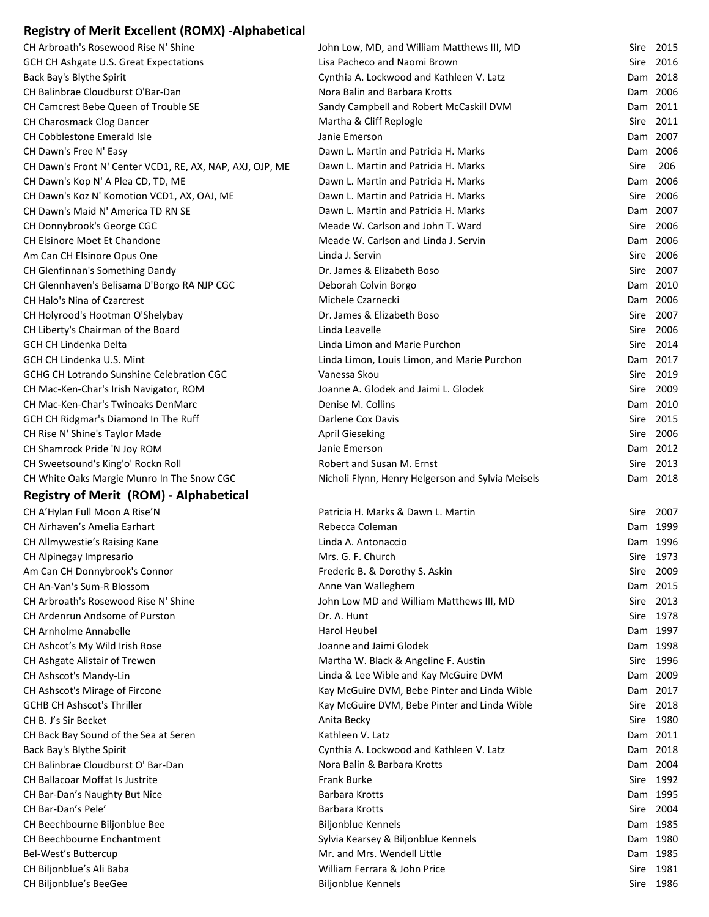## Registry of Merit Excellent (ROMX) -Alphabetical

| | | | |
|---|---|---|---|
| CH Arbroath's Rosewood Rise N' Shine | John Low, MD, and William Matthews III, MD | Sire | 2015 |
| GCH CH Ashgate U.S. Great Expectations | Lisa Pacheco and Naomi Brown | Sire | 2016 |
| Back Bay's Blythe Spirit | Cynthia A. Lockwood and Kathleen V. Latz | Dam | 2018 |
| CH Balinbrae Cloudburst O'Bar-Dan | Nora Balin and Barbara Krotts | Dam | 2006 |
| CH Camcrest Bebe Queen of Trouble SE | Sandy Campbell and Robert McCaskill DVM | Dam | 2011 |
| CH Charosmack Clog Dancer | Martha & Cliff Replogle | Sire | 2011 |
| CH Cobblestone Emerald Isle | Janie Emerson | Dam | 2007 |
| CH Dawn's Free N' Easy | Dawn L. Martin and Patricia H. Marks | Dam | 2006 |
| CH Dawn's Front N' Center VCD1, RE, AX, NAP, AXJ, OJP, ME | Dawn L. Martin and Patricia H. Marks | Sire | 206 |
| CH Dawn's Kop N' A Plea CD, TD, ME | Dawn L. Martin and Patricia H. Marks | Dam | 2006 |
| CH Dawn's Koz N' Komotion VCD1, AX, OAJ, ME | Dawn L. Martin and Patricia H. Marks | Sire | 2006 |
| CH Dawn's Maid N' America TD RN SE | Dawn L. Martin and Patricia H. Marks | Dam | 2007 |
| CH Donnybrook's George CGC | Meade W. Carlson and John T. Ward | Sire | 2006 |
| CH Elsinore Moet Et Chandone | Meade W. Carlson and Linda J. Servin | Dam | 2006 |
| Am Can CH Elsinore Opus One | Linda J. Servin | Sire | 2006 |
| CH Glenfinnan's Something Dandy | Dr. James & Elizabeth Boso | Sire | 2007 |
| CH Glennhaven's Belisama D'Borgo RA NJP CGC | Deborah Colvin Borgo | Dam | 2010 |
| CH Halo's Nina of Czarcrest | Michele Czarnecki | Dam | 2006 |
| CH Holyrood's Hootman O'Shelybay | Dr. James & Elizabeth Boso | Sire | 2007 |
| CH Liberty's Chairman of the Board | Linda Leavelle | Sire | 2006 |
| GCH CH Lindenka Delta | Linda Limon and Marie Purchon | Sire | 2014 |
| GCH CH Lindenka U.S. Mint | Linda Limon, Louis Limon, and Marie Purchon | Dam | 2017 |
| GCHG CH Lotrando Sunshine Celebration CGC | Vanessa Skou | Sire | 2019 |
| CH Mac-Ken-Char's Irish Navigator, ROM | Joanne A. Glodek and Jaimi L. Glodek | Sire | 2009 |
| CH Mac-Ken-Char's Twinoaks DenMarc | Denise M. Collins | Dam | 2010 |
| GCH CH Ridgmar's Diamond In The Ruff | Darlene Cox Davis | Sire | 2015 |
| CH Rise N' Shine's Taylor Made | April Gieseking | Sire | 2006 |
| CH Shamrock Pride 'N Joy ROM | Janie Emerson | Dam | 2012 |
| CH Sweetsound's King'o' Rockn Roll | Robert and Susan M. Ernst | Sire | 2013 |
| CH White Oaks Margie Munro In The Snow CGC | Nicholi Flynn, Henry Helgerson and Sylvia Meisels | Dam | 2018 |

## Registry of Merit (ROM) - Alphabetical

| | | | |
|---|---|---|---|
| CH A'Hylan Full Moon A Rise'N | Patricia H. Marks & Dawn L. Martin | Sire | 2007 |
| CH Airhaven's Amelia Earhart | Rebecca Coleman | Dam | 1999 |
| CH Allmywestie's Raising Kane | Linda A. Antonaccio | Dam | 1996 |
| CH Alpinegay Impresario | Mrs. G. F. Church | Sire | 1973 |
| Am Can CH Donnybrook's Connor | Frederic B. & Dorothy S. Askin | Sire | 2009 |
| CH An-Van's Sum-R Blossom | Anne Van Walleghem | Dam | 2015 |
| CH Arbroath's Rosewood Rise N' Shine | John Low MD and William Matthews III, MD | Sire | 2013 |
| CH Ardenrun Andsome of Purston | Dr. A. Hunt | Sire | 1978 |
| CH Arnholme Annabelle | Harol Heubel | Dam | 1997 |
| CH Ashcot's My Wild Irish Rose | Joanne and Jaimi Glodek | Dam | 1998 |
| CH Ashgate Alistair of Trewen | Martha W. Black & Angeline F. Austin | Sire | 1996 |
| CH Ashscot's Mandy-Lin | Linda & Lee Wible and Kay McGuire DVM | Dam | 2009 |
| CH Ashscot's Mirage of Fircone | Kay McGuire DVM, Bebe Pinter and Linda Wible | Dam | 2017 |
| GCHB CH Ashscot's Thriller | Kay McGuire DVM, Bebe Pinter and Linda Wible | Sire | 2018 |
| CH B. J's Sir Becket | Anita Becky | Sire | 1980 |
| CH Back Bay Sound of the Sea at Seren | Kathleen V. Latz | Dam | 2011 |
| Back Bay's Blythe Spirit | Cynthia A. Lockwood and Kathleen V. Latz | Dam | 2018 |
| CH Balinbrae Cloudburst O' Bar-Dan | Nora Balin & Barbara Krotts | Dam | 2004 |
| CH Ballacoar Moffat Is Justrite | Frank Burke | Sire | 1992 |
| CH Bar-Dan's Naughty But Nice | Barbara Krotts | Dam | 1995 |
| CH Bar-Dan's Pele' | Barbara Krotts | Sire | 2004 |
| CH Beechbourne Biljonblue Bee | Biljonblue Kennels | Dam | 1985 |
| CH Beechbourne Enchantment | Sylvia Kearsey & Biljonblue Kennels | Dam | 1980 |
| Bel-West's Buttercup | Mr. and Mrs. Wendell Little | Dam | 1985 |
| CH Biljonblue's Ali Baba | William Ferrara & John Price | Sire | 1981 |
| CH Biljonblue's BeeGee | Biljonblue Kennels | Sire | 1986 |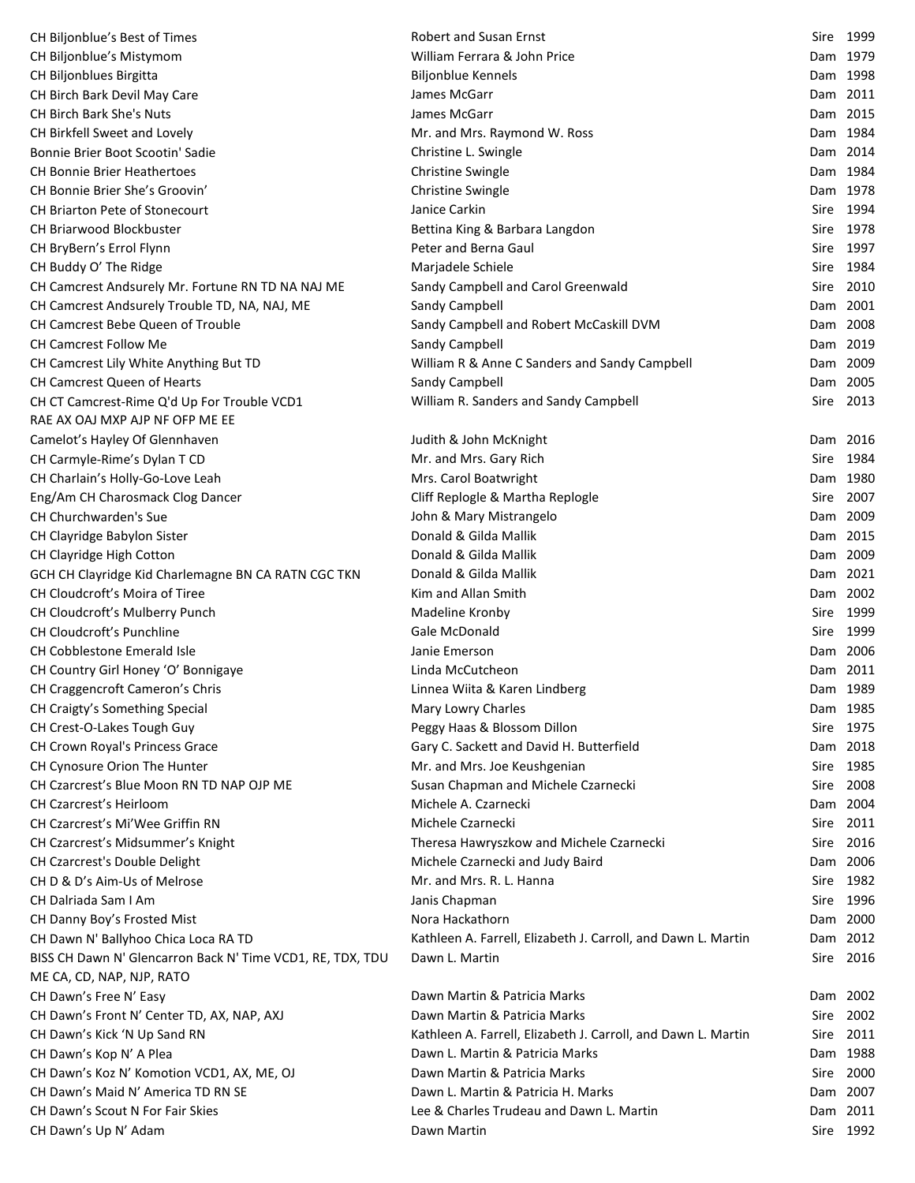| | | | |
|---|---|---|---|
| CH Biljonblue's Best of Times | Robert and Susan Ernst | Sire | 1999 |
| CH Biljonblue's Mistymom | William Ferrara & John Price | Dam | 1979 |
| CH Biljonblues Birgitta | Biljonblue Kennels | Dam | 1998 |
| CH Birch Bark Devil May Care | James McGarr | Dam | 2011 |
| CH Birch Bark She's Nuts | James McGarr | Dam | 2015 |
| CH Birkfell Sweet and Lovely | Mr. and Mrs. Raymond W. Ross | Dam | 1984 |
| Bonnie Brier Boot Scootin' Sadie | Christine L. Swingle | Dam | 2014 |
| CH Bonnie Brier Heathertoes | Christine Swingle | Dam | 1984 |
| CH Bonnie Brier She's Groovin' | Christine Swingle | Dam | 1978 |
| CH Briarton Pete of Stonecourt | Janice Carkin | Sire | 1994 |
| CH Briarwood Blockbuster | Bettina King & Barbara Langdon | Sire | 1978 |
| CH BryBern's Errol Flynn | Peter and Berna Gaul | Sire | 1997 |
| CH Buddy O' The Ridge | Marjadele Schiele | Sire | 1984 |
| CH Camcrest Andsurely Mr. Fortune RN TD NA NAJ ME | Sandy Campbell and Carol Greenwald | Sire | 2010 |
| CH Camcrest Andsurely Trouble TD, NA, NAJ, ME | Sandy Campbell | Dam | 2001 |
| CH Camcrest Bebe Queen of Trouble | Sandy Campbell and Robert McCaskill DVM | Dam | 2008 |
| CH Camcrest Follow Me | Sandy Campbell | Dam | 2019 |
| CH Camcrest Lily White Anything But TD | William R & Anne C Sanders and Sandy Campbell | Dam | 2009 |
| CH Camcrest Queen of Hearts | Sandy Campbell | Dam | 2005 |
| CH CT Camcrest-Rime Q'd Up For Trouble VCD1 RAE AX OAJ MXP AJP NF OFP ME EE | William R. Sanders and Sandy Campbell | Sire | 2013 |
| Camelot's Hayley Of Glennhaven | Judith & John McKnight | Dam | 2016 |
| CH Carmyle-Rime's Dylan T CD | Mr. and Mrs. Gary Rich | Sire | 1984 |
| CH Charlain's Holly-Go-Love Leah | Mrs. Carol Boatwright | Dam | 1980 |
| Eng/Am CH Charosmack Clog Dancer | Cliff Replogle & Martha Replogle | Sire | 2007 |
| CH Churchwarden's Sue | John & Mary Mistrangelo | Dam | 2009 |
| CH Clayridge Babylon Sister | Donald & Gilda Mallik | Dam | 2015 |
| CH Clayridge High Cotton | Donald & Gilda Mallik | Dam | 2009 |
| GCH CH Clayridge Kid Charlemagne BN CA RATN CGC TKN | Donald & Gilda Mallik | Dam | 2021 |
| CH Cloudcroft's Moira of Tiree | Kim and Allan Smith | Dam | 2002 |
| CH Cloudcroft's Mulberry Punch | Madeline Kronby | Sire | 1999 |
| CH Cloudcroft's Punchline | Gale McDonald | Sire | 1999 |
| CH Cobblestone Emerald Isle | Janie Emerson | Dam | 2006 |
| CH Country Girl Honey 'O' Bonnigaye | Linda McCutcheon | Dam | 2011 |
| CH Craggencroft Cameron's Chris | Linnea Wiita & Karen Lindberg | Dam | 1989 |
| CH Craigty's Something Special | Mary Lowry Charles | Dam | 1985 |
| CH Crest-O-Lakes Tough Guy | Peggy Haas & Blossom Dillon | Sire | 1975 |
| CH Crown Royal's Princess Grace | Gary C. Sackett and David H. Butterfield | Dam | 2018 |
| CH Cynosure Orion The Hunter | Mr. and Mrs. Joe Keushgenian | Sire | 1985 |
| CH Czarcrest's Blue Moon RN TD NAP OJP ME | Susan Chapman and Michele Czarnecki | Sire | 2008 |
| CH Czarcrest's Heirloom | Michele A. Czarnecki | Dam | 2004 |
| CH Czarcrest's Mi'Wee Griffin RN | Michele Czarnecki | Sire | 2011 |
| CH Czarcrest's Midsummer's Knight | Theresa Hawryszkow and Michele Czarnecki | Sire | 2016 |
| CH Czarcrest's Double Delight | Michele Czarnecki and Judy Baird | Dam | 2006 |
| CH D & D's Aim-Us of Melrose | Mr. and Mrs. R. L. Hanna | Sire | 1982 |
| CH Dalriada Sam I Am | Janis Chapman | Sire | 1996 |
| CH Danny Boy's Frosted Mist | Nora Hackathorn | Dam | 2000 |
| CH Dawn N' Ballyhoo Chica Loca RA TD | Kathleen A. Farrell, Elizabeth J. Carroll, and Dawn L. Martin | Dam | 2012 |
| BISS CH Dawn N' Glencarron Back N' Time VCD1, RE, TDX, TDU ME CA, CD, NAP, NJP, RATO | Dawn L. Martin | Sire | 2016 |
| CH Dawn's Free N' Easy | Dawn Martin & Patricia Marks | Dam | 2002 |
| CH Dawn's Front N' Center TD, AX, NAP, AXJ | Dawn Martin & Patricia Marks | Sire | 2002 |
| CH Dawn's Kick 'N Up Sand RN | Kathleen A. Farrell, Elizabeth J. Carroll, and Dawn L. Martin | Sire | 2011 |
| CH Dawn's Kop N' A Plea | Dawn L. Martin & Patricia Marks | Dam | 1988 |
| CH Dawn's Koz N' Komotion VCD1, AX, ME, OJ | Dawn Martin & Patricia Marks | Sire | 2000 |
| CH Dawn's Maid N' America TD RN SE | Dawn L. Martin & Patricia H. Marks | Dam | 2007 |
| CH Dawn's Scout N For Fair Skies | Lee & Charles Trudeau and Dawn L. Martin | Dam | 2011 |
| CH Dawn's Up N' Adam | Dawn Martin | Sire | 1992 |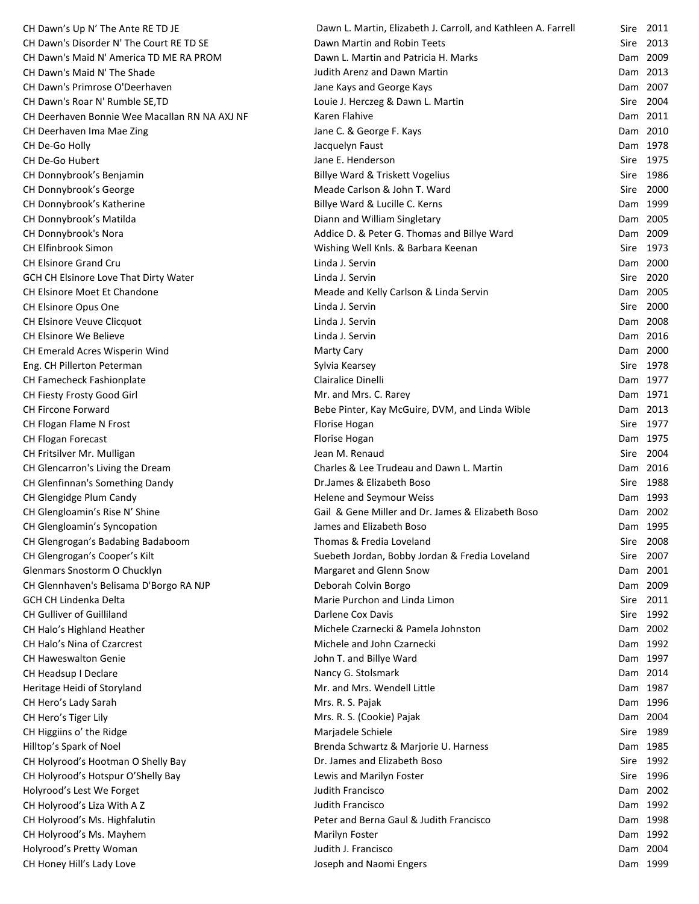| | | | |
|---|---|---|---|
| CH Dawn's Up N' The Ante RE TD JE | Dawn L. Martin, Elizabeth J. Carroll, and Kathleen A. Farrell | Sire | 2011 |
| CH Dawn's Disorder N' The Court RE TD SE | Dawn Martin and Robin Teets | Sire | 2013 |
| CH Dawn's Maid N' America TD ME RA PROM | Dawn L. Martin and Patricia H. Marks | Dam | 2009 |
| CH Dawn's Maid N' The Shade | Judith Arenz and Dawn Martin | Dam | 2013 |
| CH Dawn's Primrose O'Deerhaven | Jane Kays and George Kays | Dam | 2007 |
| CH Dawn's Roar N' Rumble SE,TD | Louie J. Herczeg & Dawn L. Martin | Sire | 2004 |
| CH Deerhaven Bonnie Wee Macallan RN NA AXJ NF | Karen Flahive | Dam | 2011 |
| CH Deerhaven Ima Mae Zing | Jane C. & George F. Kays | Dam | 2010 |
| CH De-Go Holly | Jacquelyn Faust | Dam | 1978 |
| CH De-Go Hubert | Jane E. Henderson | Sire | 1975 |
| CH Donnybrook's Benjamin | Billye Ward & Triskett Vogelius | Sire | 1986 |
| CH Donnybrook's George | Meade Carlson & John T. Ward | Sire | 2000 |
| CH Donnybrook's Katherine | Billye Ward & Lucille C. Kerns | Dam | 1999 |
| CH Donnybrook's Matilda | Diann and William Singletary | Dam | 2005 |
| CH Donnybrook's Nora | Addice D. & Peter G. Thomas and Billye Ward | Dam | 2009 |
| CH Elfinbrook Simon | Wishing Well Knls. & Barbara Keenan | Sire | 1973 |
| CH Elsinore Grand Cru | Linda J. Servin | Dam | 2000 |
| GCH CH Elsinore Love That Dirty Water | Linda J. Servin | Sire | 2020 |
| CH Elsinore Moet Et Chandone | Meade and Kelly Carlson & Linda Servin | Dam | 2005 |
| CH Elsinore Opus One | Linda J. Servin | Sire | 2000 |
| CH Elsinore Veuve Clicquot | Linda J. Servin | Dam | 2008 |
| CH Elsinore We Believe | Linda J. Servin | Dam | 2016 |
| CH Emerald Acres Wisperin Wind | Marty Cary | Dam | 2000 |
| Eng. CH Pillerton Peterman | Sylvia Kearsey | Sire | 1978 |
| CH Famecheck Fashionplate | Clairalice Dinelli | Dam | 1977 |
| CH Fiesty Frosty Good Girl | Mr. and Mrs. C. Rarey | Dam | 1971 |
| CH Fircone Forward | Bebe Pinter, Kay McGuire, DVM, and Linda Wible | Dam | 2013 |
| CH Flogan Flame N Frost | Florise Hogan | Sire | 1977 |
| CH Flogan Forecast | Florise Hogan | Dam | 1975 |
| CH Fritsilver Mr. Mulligan | Jean M. Renaud | Sire | 2004 |
| CH Glencarron's Living the Dream | Charles & Lee Trudeau and Dawn L. Martin | Dam | 2016 |
| CH Glenfinnan's Something Dandy | Dr.James & Elizabeth Boso | Sire | 1988 |
| CH Glengidge Plum Candy | Helene and Seymour Weiss | Dam | 1993 |
| CH Glengloamin's Rise N' Shine | Gail & Gene Miller and Dr. James & Elizabeth Boso | Dam | 2002 |
| CH Glengloamin's Syncopation | James and Elizabeth Boso | Dam | 1995 |
| CH Glengrogan's Badabing Badaboom | Thomas & Fredia Loveland | Sire | 2008 |
| CH Glengrogan's Cooper's Kilt | Suebeth Jordan, Bobby Jordan & Fredia Loveland | Sire | 2007 |
| Glenmars Snostorm O Chucklyn | Margaret and Glenn Snow | Dam | 2001 |
| CH Glennhaven's Belisama D'Borgo RA NJP | Deborah Colvin Borgo | Dam | 2009 |
| GCH CH Lindenka Delta | Marie Purchon and Linda Limon | Sire | 2011 |
| CH Gulliver of Guilliland | Darlene Cox Davis | Sire | 1992 |
| CH Halo's Highland Heather | Michele Czarnecki & Pamela Johnston | Dam | 2002 |
| CH Halo's Nina of Czarcrest | Michele and John Czarnecki | Dam | 1992 |
| CH Haweswalton Genie | John T. and Billye Ward | Dam | 1997 |
| CH Headsup I Declare | Nancy G. Stolsmark | Dam | 2014 |
| Heritage Heidi of Storyland | Mr. and Mrs. Wendell Little | Dam | 1987 |
| CH Hero's Lady Sarah | Mrs. R. S. Pajak | Dam | 1996 |
| CH Hero's Tiger Lily | Mrs. R. S. (Cookie) Pajak | Dam | 2004 |
| CH Higgiins o' the Ridge | Marjadele Schiele | Sire | 1989 |
| Hilltop's Spark of Noel | Brenda Schwartz & Marjorie U. Harness | Dam | 1985 |
| CH Holyrood's Hootman O Shelly Bay | Dr. James and Elizabeth Boso | Sire | 1992 |
| CH Holyrood's Hotspur O'Shelly Bay | Lewis and Marilyn Foster | Sire | 1996 |
| Holyrood's Lest We Forget | Judith Francisco | Dam | 2002 |
| CH Holyrood's Liza With A Z | Judith Francisco | Dam | 1992 |
| CH Holyrood's Ms. Highfalutin | Peter and Berna Gaul & Judith Francisco | Dam | 1998 |
| CH Holyrood's Ms. Mayhem | Marilyn Foster | Dam | 1992 |
| Holyrood's Pretty Woman | Judith J. Francisco | Dam | 2004 |
| CH Honey Hill's Lady Love | Joseph and Naomi Engers | Dam | 1999 |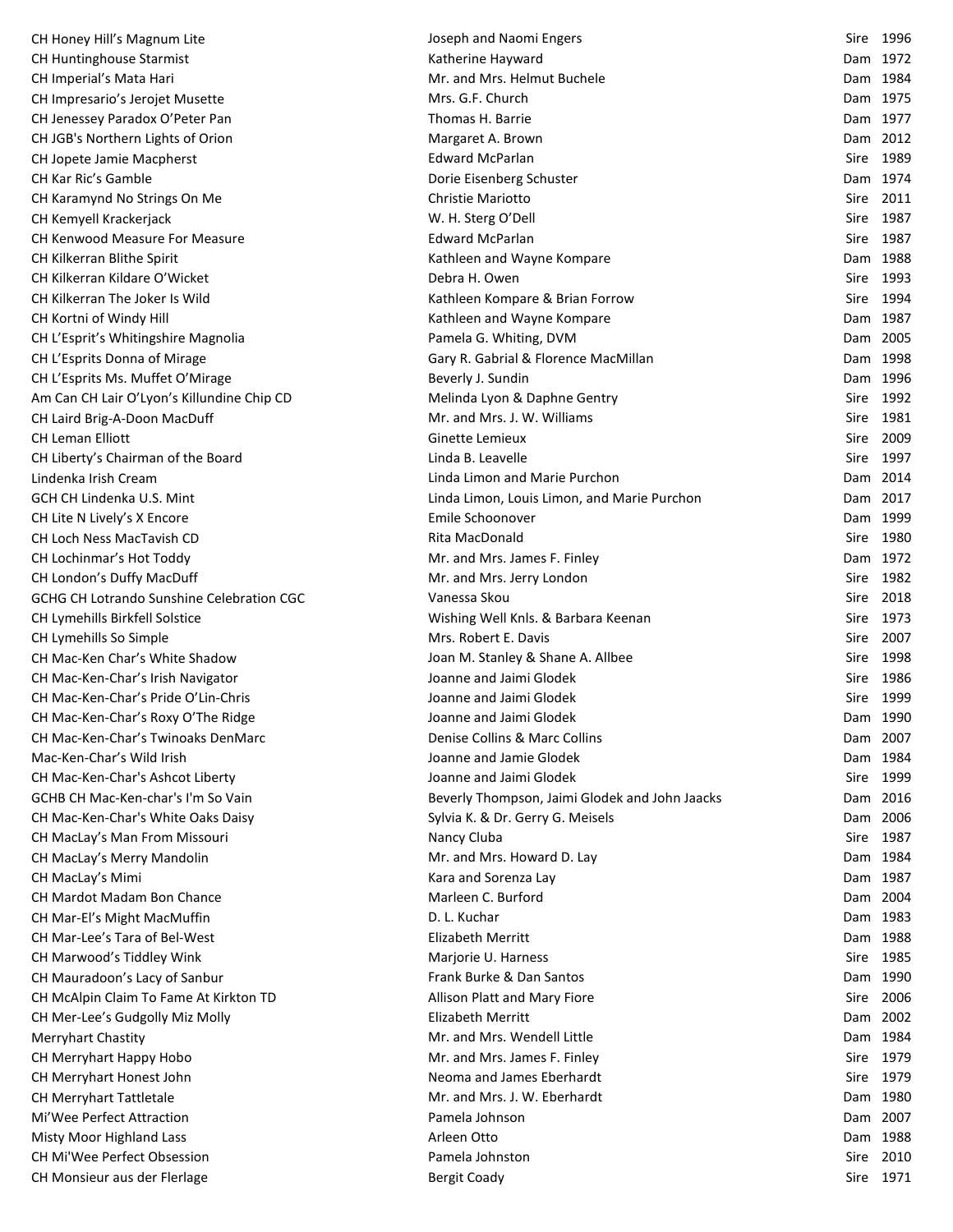| | | | |
|---|---|---|---|
| CH Honey Hill's Magnum Lite | Joseph and Naomi Engers | Sire | 1996 |
| CH Huntinghouse Starmist | Katherine Hayward | Dam | 1972 |
| CH Imperial's Mata Hari | Mr. and Mrs. Helmut Buchele | Dam | 1984 |
| CH Impresario's Jerojet Musette | Mrs. G.F. Church | Dam | 1975 |
| CH Jenessey Paradox O'Peter Pan | Thomas H. Barrie | Dam | 1977 |
| CH JGB's Northern Lights of Orion | Margaret A. Brown | Dam | 2012 |
| CH Jopete Jamie Macpherst | Edward McParlan | Sire | 1989 |
| CH Kar Ric's Gamble | Dorie Eisenberg Schuster | Dam | 1974 |
| CH Karamynd No Strings On Me | Christie Mariotto | Sire | 2011 |
| CH Kemyell Krackerjack | W. H. Sterg O'Dell | Sire | 1987 |
| CH Kenwood Measure For Measure | Edward McParlan | Sire | 1987 |
| CH Kilkerran Blithe Spirit | Kathleen and Wayne Kompare | Dam | 1988 |
| CH Kilkerran Kildare O'Wicket | Debra H. Owen | Sire | 1993 |
| CH Kilkerran The Joker Is Wild | Kathleen Kompare & Brian Forrow | Sire | 1994 |
| CH Kortni of Windy Hill | Kathleen and Wayne Kompare | Dam | 1987 |
| CH L'Esprit's Whitingshire Magnolia | Pamela G. Whiting, DVM | Dam | 2005 |
| CH L'Esprits Donna of Mirage | Gary R. Gabrial & Florence MacMillan | Dam | 1998 |
| CH L'Esprits Ms. Muffet O'Mirage | Beverly J. Sundin | Dam | 1996 |
| Am Can CH Lair O'Lyon's Killundine Chip CD | Melinda Lyon & Daphne Gentry | Sire | 1992 |
| CH Laird Brig-A-Doon MacDuff | Mr. and Mrs. J. W. Williams | Sire | 1981 |
| CH Leman Elliott | Ginette Lemieux | Sire | 2009 |
| CH Liberty's Chairman of the Board | Linda B. Leavelle | Sire | 1997 |
| Lindenka Irish Cream | Linda Limon and Marie Purchon | Dam | 2014 |
| GCH CH Lindenka U.S. Mint | Linda Limon, Louis Limon, and Marie Purchon | Dam | 2017 |
| CH Lite N Lively's X Encore | Emile Schoonover | Dam | 1999 |
| CH Loch Ness MacTavish CD | Rita MacDonald | Sire | 1980 |
| CH Lochinmar's Hot Toddy | Mr. and Mrs. James F. Finley | Dam | 1972 |
| CH London's Duffy MacDuff | Mr. and Mrs. Jerry London | Sire | 1982 |
| GCHG CH Lotrando Sunshine Celebration CGC | Vanessa Skou | Sire | 2018 |
| CH Lymehills Birkfell Solstice | Wishing Well Knls. & Barbara Keenan | Sire | 1973 |
| CH Lymehills So Simple | Mrs. Robert E. Davis | Sire | 2007 |
| CH Mac-Ken Char's White Shadow | Joan M. Stanley & Shane A. Allbee | Sire | 1998 |
| CH Mac-Ken-Char's Irish Navigator | Joanne and Jaimi Glodek | Sire | 1986 |
| CH Mac-Ken-Char's Pride O'Lin-Chris | Joanne and Jaimi Glodek | Sire | 1999 |
| CH Mac-Ken-Char's Roxy O'The Ridge | Joanne and Jaimi Glodek | Dam | 1990 |
| CH Mac-Ken-Char's Twinoaks DenMarc | Denise Collins & Marc Collins | Dam | 2007 |
| Mac-Ken-Char's Wild Irish | Joanne and Jamie Glodek | Dam | 1984 |
| CH Mac-Ken-Char's Ashcot Liberty | Joanne and Jaimi Glodek | Sire | 1999 |
| GCHB CH Mac-Ken-char's I'm So Vain | Beverly Thompson, Jaimi Glodek and John Jaacks | Dam | 2016 |
| CH Mac-Ken-Char's White Oaks Daisy | Sylvia K. & Dr. Gerry G. Meisels | Dam | 2006 |
| CH MacLay's Man From Missouri | Nancy Cluba | Sire | 1987 |
| CH MacLay's Merry Mandolin | Mr. and Mrs. Howard D. Lay | Dam | 1984 |
| CH MacLay's Mimi | Kara and Sorenza Lay | Dam | 1987 |
| CH Mardot Madam Bon Chance | Marleen C. Burford | Dam | 2004 |
| CH Mar-El's Might MacMuffin | D. L. Kuchar | Dam | 1983 |
| CH Mar-Lee's Tara of Bel-West | Elizabeth Merritt | Dam | 1988 |
| CH Marwood's Tiddley Wink | Marjorie U. Harness | Sire | 1985 |
| CH Mauradoon's Lacy of Sanbur | Frank Burke & Dan Santos | Dam | 1990 |
| CH McAlpin Claim To Fame At Kirkton TD | Allison Platt and Mary Fiore | Sire | 2006 |
| CH Mer-Lee's Gudgolly Miz Molly | Elizabeth Merritt | Dam | 2002 |
| Merryhart Chastity | Mr. and Mrs. Wendell Little | Dam | 1984 |
| CH Merryhart Happy Hobo | Mr. and Mrs. James F. Finley | Sire | 1979 |
| CH Merryhart Honest John | Neoma and James Eberhardt | Sire | 1979 |
| CH Merryhart Tattletale | Mr. and Mrs. J. W. Eberhardt | Dam | 1980 |
| Mi'Wee Perfect Attraction | Pamela Johnson | Dam | 2007 |
| Misty Moor Highland Lass | Arleen Otto | Dam | 1988 |
| CH Mi'Wee Perfect Obsession | Pamela Johnston | Sire | 2010 |
| CH Monsieur aus der Flerlage | Bergit Coady | Sire | 1971 |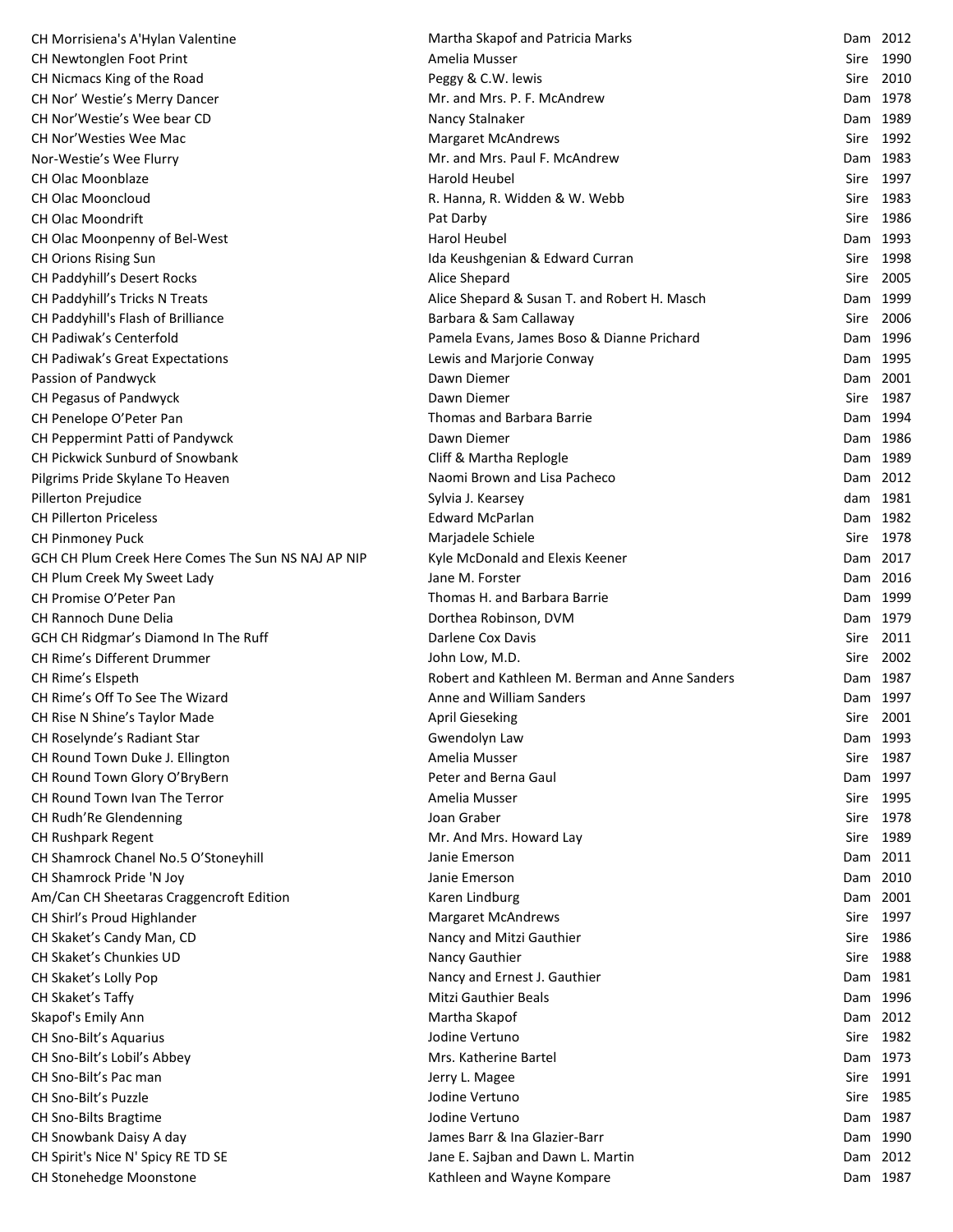| | | | |
|---|---|---|---|
| CH Morrisiena's A'Hylan Valentine | Martha Skapof and Patricia Marks | Dam | 2012 |
| CH Newtonglen Foot Print | Amelia Musser | Sire | 1990 |
| CH Nicmacs King of the Road | Peggy & C.W. lewis | Sire | 2010 |
| CH Nor' Westie's Merry Dancer | Mr. and Mrs. P. F. McAndrew | Dam | 1978 |
| CH Nor'Westie's Wee bear CD | Nancy Stalnaker | Dam | 1989 |
| CH Nor'Westies Wee Mac | Margaret McAndrews | Sire | 1992 |
| Nor-Westie's Wee Flurry | Mr. and Mrs. Paul F. McAndrew | Dam | 1983 |
| CH Olac Moonblaze | Harold Heubel | Sire | 1997 |
| CH Olac Mooncloud | R. Hanna, R. Widden & W. Webb | Sire | 1983 |
| CH Olac Moondrift | Pat Darby | Sire | 1986 |
| CH Olac Moonpenny of Bel-West | Harol Heubel | Dam | 1993 |
| CH Orions Rising Sun | Ida Keushgenian & Edward Curran | Sire | 1998 |
| CH Paddyhill's Desert Rocks | Alice Shepard | Sire | 2005 |
| CH Paddyhill's Tricks N Treats | Alice Shepard & Susan T. and Robert H. Masch | Dam | 1999 |
| CH Paddyhill's Flash of Brilliance | Barbara & Sam Callaway | Sire | 2006 |
| CH Padiwak's Centerfold | Pamela Evans, James Boso & Dianne Prichard | Dam | 1996 |
| CH Padiwak's Great Expectations | Lewis and Marjorie Conway | Dam | 1995 |
| Passion of Pandwyck | Dawn Diemer | Dam | 2001 |
| CH Pegasus of Pandwyck | Dawn Diemer | Sire | 1987 |
| CH Penelope O'Peter Pan | Thomas and Barbara Barrie | Dam | 1994 |
| CH Peppermint Patti of Pandywck | Dawn Diemer | Dam | 1986 |
| CH Pickwick Sunburd of Snowbank | Cliff & Martha Replogle | Dam | 1989 |
| Pilgrims Pride Skylane To Heaven | Naomi Brown and Lisa Pacheco | Dam | 2012 |
| Pillerton Prejudice | Sylvia J. Kearsey | dam | 1981 |
| CH Pillerton Priceless | Edward McParlan | Dam | 1982 |
| CH Pinmoney Puck | Marjadele Schiele | Sire | 1978 |
| GCH CH Plum Creek Here Comes The Sun NS NAJ AP NIP | Kyle McDonald and Elexis Keener | Dam | 2017 |
| CH Plum Creek My Sweet Lady | Jane M. Forster | Dam | 2016 |
| CH Promise O'Peter Pan | Thomas H. and Barbara Barrie | Dam | 1999 |
| CH Rannoch Dune Delia | Dorthea Robinson, DVM | Dam | 1979 |
| GCH CH Ridgmar's Diamond In The Ruff | Darlene Cox Davis | Sire | 2011 |
| CH Rime's Different Drummer | John Low, M.D. | Sire | 2002 |
| CH Rime's Elspeth | Robert and Kathleen M. Berman and Anne Sanders | Dam | 1987 |
| CH Rime's Off To See The Wizard | Anne and William Sanders | Dam | 1997 |
| CH Rise N Shine's Taylor Made | April Gieseking | Sire | 2001 |
| CH Roselynde's Radiant Star | Gwendolyn Law | Dam | 1993 |
| CH Round Town Duke J. Ellington | Amelia Musser | Sire | 1987 |
| CH Round Town Glory O'BryBern | Peter and Berna Gaul | Dam | 1997 |
| CH Round Town Ivan The Terror | Amelia Musser | Sire | 1995 |
| CH Rudh'Re Glendenning | Joan Graber | Sire | 1978 |
| CH Rushpark Regent | Mr. And Mrs. Howard Lay | Sire | 1989 |
| CH Shamrock Chanel No.5 O'Stoneyhill | Janie Emerson | Dam | 2011 |
| CH Shamrock Pride 'N Joy | Janie Emerson | Dam | 2010 |
| Am/Can CH Sheetaras Craggencroft Edition | Karen Lindburg | Dam | 2001 |
| CH Shirl's Proud Highlander | Margaret McAndrews | Sire | 1997 |
| CH Skaket's Candy Man, CD | Nancy and Mitzi Gauthier | Sire | 1986 |
| CH Skaket's Chunkies UD | Nancy Gauthier | Sire | 1988 |
| CH Skaket's Lolly Pop | Nancy and Ernest J. Gauthier | Dam | 1981 |
| CH Skaket's Taffy | Mitzi Gauthier Beals | Dam | 1996 |
| Skapof's Emily Ann | Martha Skapof | Dam | 2012 |
| CH Sno-Bilt's Aquarius | Jodine Vertuno | Sire | 1982 |
| CH Sno-Bilt's Lobil's Abbey | Mrs. Katherine Bartel | Dam | 1973 |
| CH Sno-Bilt's Pac man | Jerry L. Magee | Sire | 1991 |
| CH Sno-Bilt's Puzzle | Jodine Vertuno | Sire | 1985 |
| CH Sno-Bilts Bragtime | Jodine Vertuno | Dam | 1987 |
| CH Snowbank Daisy A day | James Barr & Ina Glazier-Barr | Dam | 1990 |
| CH Spirit's Nice N' Spicy RE TD SE | Jane E. Sajban and Dawn L. Martin | Dam | 2012 |
| CH Stonehedge Moonstone | Kathleen and Wayne Kompare | Dam | 1987 |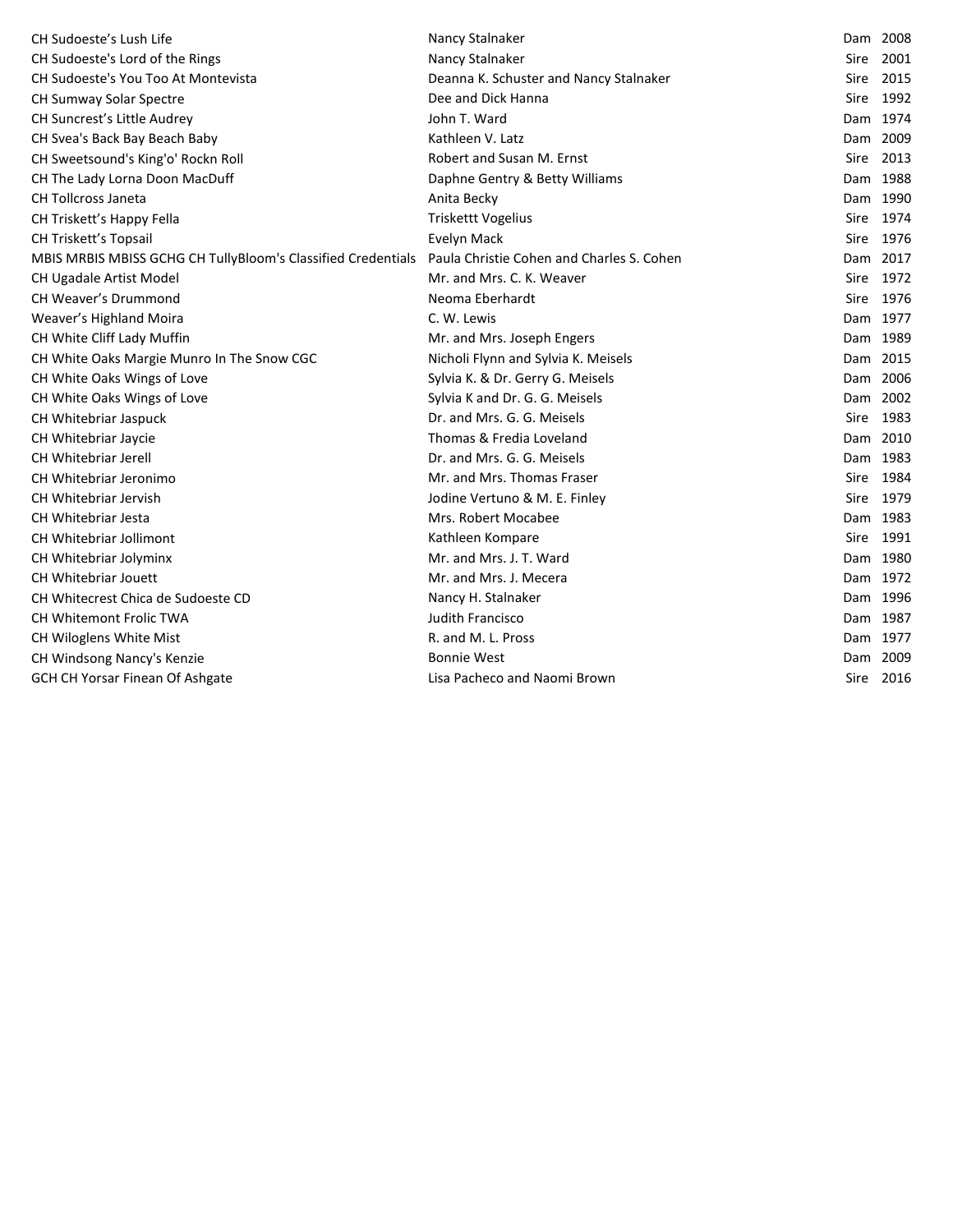| | | | |
|---|---|---|---|
| CH Sudoeste's Lush Life | Nancy Stalnaker | Dam | 2008 |
| CH Sudoeste's Lord of the Rings | Nancy Stalnaker | Sire | 2001 |
| CH Sudoeste's You Too At Montevista | Deanna K. Schuster and Nancy Stalnaker | Sire | 2015 |
| CH Sumway Solar Spectre | Dee and Dick Hanna | Sire | 1992 |
| CH Suncrest's Little Audrey | John T. Ward | Dam | 1974 |
| CH Svea's Back Bay Beach Baby | Kathleen V. Latz | Dam | 2009 |
| CH Sweetsound's King'o' Rockn Roll | Robert and Susan M. Ernst | Sire | 2013 |
| CH The Lady Lorna Doon MacDuff | Daphne Gentry & Betty Williams | Dam | 1988 |
| CH Tollcross Janeta | Anita Becky | Dam | 1990 |
| CH Triskett's Happy Fella | Triskettt Vogelius | Sire | 1974 |
| CH Triskett's Topsail | Evelyn Mack | Sire | 1976 |
| MBIS MRBIS MBISS GCHG CH TullyBloom's Classified Credentials | Paula Christie Cohen and Charles S. Cohen | Dam | 2017 |
| CH Ugadale Artist Model | Mr. and Mrs. C. K. Weaver | Sire | 1972 |
| CH Weaver's Drummond | Neoma Eberhardt | Sire | 1976 |
| Weaver's Highland Moira | C. W. Lewis | Dam | 1977 |
| CH White Cliff Lady Muffin | Mr. and Mrs. Joseph Engers | Dam | 1989 |
| CH White Oaks Margie Munro In The Snow CGC | Nicholi Flynn and Sylvia K. Meisels | Dam | 2015 |
| CH White Oaks Wings of Love | Sylvia K. & Dr. Gerry G. Meisels | Dam | 2006 |
| CH White Oaks Wings of Love | Sylvia K and Dr. G. G. Meisels | Dam | 2002 |
| CH Whitebriar Jaspuck | Dr. and Mrs. G. G. Meisels | Sire | 1983 |
| CH Whitebriar Jaycie | Thomas & Fredia Loveland | Dam | 2010 |
| CH Whitebriar Jerell | Dr. and Mrs. G. G. Meisels | Dam | 1983 |
| CH Whitebriar Jeronimo | Mr. and Mrs. Thomas Fraser | Sire | 1984 |
| CH Whitebriar Jervish | Jodine Vertuno & M. E. Finley | Sire | 1979 |
| CH Whitebriar Jesta | Mrs. Robert Mocabee | Dam | 1983 |
| CH Whitebriar Jollimont | Kathleen Kompare | Sire | 1991 |
| CH Whitebriar Jolyminx | Mr. and Mrs. J. T. Ward | Dam | 1980 |
| CH Whitebriar Jouett | Mr. and Mrs. J. Mecera | Dam | 1972 |
| CH Whitecrest Chica de Sudoeste CD | Nancy H. Stalnaker | Dam | 1996 |
| CH Whitemont Frolic TWA | Judith Francisco | Dam | 1987 |
| CH Wiloglens White Mist | R. and M. L. Pross | Dam | 1977 |
| CH Windsong Nancy's Kenzie | Bonnie West | Dam | 2009 |
| GCH CH Yorsar Finean Of Ashgate | Lisa Pacheco and Naomi Brown | Sire | 2016 |